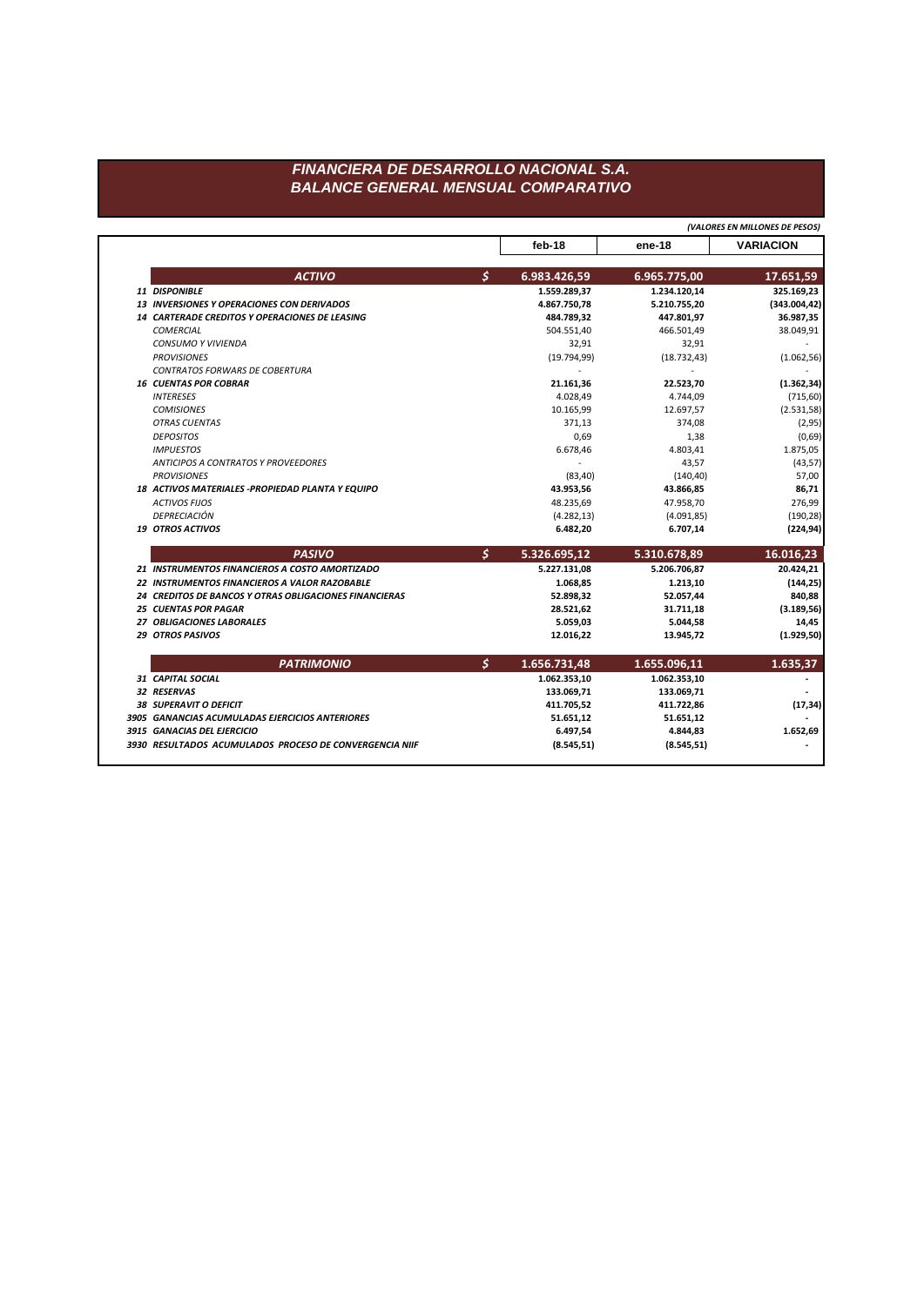# FINANCIERA DE DESARROLLO NACIONAL S.A.
## BALANCE GENERAL MENSUAL COMPARATIVO

*(VALORES EN MILLONES DE PESOS)*

| | | feb-18 | ene-18 | VARIACION |
|---|---|---|---|---|
| **ACTIVO** | **$** | **6.983.426,59** | **6.965.775,00** | **17.651,59** |
| **11 DISPONIBLE** | | **1.559.289,37** | **1.234.120,14** | **325.169,23** |
| **13 INVERSIONES Y OPERACIONES CON DERIVADOS** | | **4.867.750,78** | **5.210.755,20** | **(343.004,42)** |
| **14 CARTERADE CREDITOS Y OPERACIONES DE LEASING** | | **484.789,32** | **447.801,97** | **36.987,35** |
| *COMERCIAL* | | 504.551,40 | 466.501,49 | 38.049,91 |
| *CONSUMO Y VIVIENDA* | | 32,91 | 32,91 | - |
| *PROVISIONES* | | (19.794,99) | (18.732,43) | (1.062,56) |
| *CONTRATOS FORWARS DE COBERTURA* | | - | - | - |
| **16 CUENTAS POR COBRAR** | | **21.161,36** | **22.523,70** | **(1.362,34)** |
| *INTERESES* | | 4.028,49 | 4.744,09 | (715,60) |
| *COMISIONES* | | 10.165,99 | 12.697,57 | (2.531,58) |
| *OTRAS CUENTAS* | | 371,13 | 374,08 | (2,95) |
| *DEPOSITOS* | | 0,69 | 1,38 | (0,69) |
| *IMPUESTOS* | | 6.678,46 | 4.803,41 | 1.875,05 |
| *ANTICIPOS A CONTRATOS Y PROVEEDORES* | | - | 43,57 | (43,57) |
| *PROVISIONES* | | (83,40) | (140,40) | 57,00 |
| **18 ACTIVOS MATERIALES -PROPIEDAD PLANTA Y EQUIPO** | | **43.953,56** | **43.866,85** | **86,71** |
| *ACTIVOS FIJOS* | | 48.235,69 | 47.958,70 | 276,99 |
| *DEPRECIACIÓN* | | (4.282,13) | (4.091,85) | (190,28) |
| **19 OTROS ACTIVOS** | | **6.482,20** | **6.707,14** | **(224,94)** |
| **PASIVO** | **$** | **5.326.695,12** | **5.310.678,89** | **16.016,23** |
| **21 INSTRUMENTOS FINANCIEROS A COSTO AMORTIZADO** | | **5.227.131,08** | **5.206.706,87** | **20.424,21** |
| **22 INSTRUMENTOS FINANCIEROS A VALOR RAZOBABLE** | | **1.068,85** | **1.213,10** | **(144,25)** |
| **24 CREDITOS DE BANCOS Y OTRAS OBLIGACIONES FINANCIERAS** | | **52.898,32** | **52.057,44** | **840,88** |
| **25 CUENTAS POR PAGAR** | | **28.521,62** | **31.711,18** | **(3.189,56)** |
| **27 OBLIGACIONES LABORALES** | | **5.059,03** | **5.044,58** | **14,45** |
| **29 OTROS PASIVOS** | | **12.016,22** | **13.945,72** | **(1.929,50)** |
| **PATRIMONIO** | **$** | **1.656.731,48** | **1.655.096,11** | **1.635,37** |
| **31 CAPITAL SOCIAL** | | **1.062.353,10** | **1.062.353,10** | **-** |
| **32 RESERVAS** | | **133.069,71** | **133.069,71** | **-** |
| **38 SUPERAVIT O DEFICIT** | | **411.705,52** | **411.722,86** | **(17,34)** |
| **3905 GANANCIAS ACUMULADAS EJERCICIOS ANTERIORES** | | **51.651,12** | **51.651,12** | **-** |
| **3915 GANACIAS DEL EJERCICIO** | | **6.497,54** | **4.844,83** | **1.652,69** |
| **3930 RESULTADOS ACUMULADOS PROCESO DE CONVERGENCIA NIIF** | | **(8.545,51)** | **(8.545,51)** | **-** |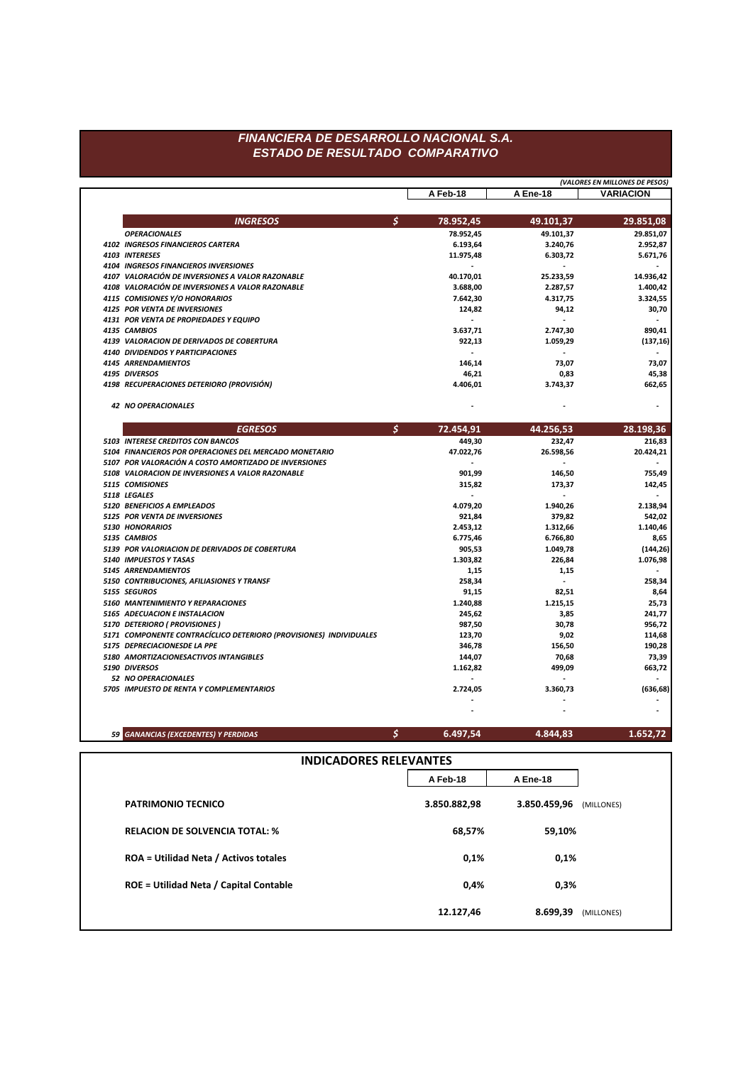# FINANCIERA DE DESARROLLO NACIONAL S.A.
## ESTADO DE RESULTADO COMPARATIVO

*(VALORES EN MILLONES DE PESOS)*

| | | A Feb-18 | A Ene-18 | VARIACION |
|---|---|---|---|---|
| ***INGRESOS*** | $ | 78.952,45 | 49.101,37 | 29.851,08 |
| ***OPERACIONALES*** | | 78.952,45 | 49.101,37 | 29.851,07 |
| ***4102 INGRESOS FINANCIEROS CARTERA*** | | 6.193,64 | 3.240,76 | 2.952,87 |
| ***4103 INTERESES*** | | 11.975,48 | 6.303,72 | 5.671,76 |
| ***4104 INGRESOS FINANCIEROS INVERSIONES*** | | - | - | - |
| ***4107 VALORACIÓN DE INVERSIONES A VALOR RAZONABLE*** | | 40.170,01 | 25.233,59 | 14.936,42 |
| ***4108 VALORACIÓN DE INVERSIONES A VALOR RAZONABLE*** | | 3.688,00 | 2.287,57 | 1.400,42 |
| ***4115 COMISIONES Y/O HONORARIOS*** | | 7.642,30 | 4.317,75 | 3.324,55 |
| ***4125 POR VENTA DE INVERSIONES*** | | 124,82 | 94,12 | 30,70 |
| ***4131 POR VENTA DE PROPIEDADES Y EQUIPO*** | | - | - | - |
| ***4135 CAMBIOS*** | | 3.637,71 | 2.747,30 | 890,41 |
| ***4139 VALORACION DE DERIVADOS DE COBERTURA*** | | 922,13 | 1.059,29 | (137,16) |
| ***4140 DIVIDENDOS Y PARTICIPACIONES*** | | - | - | - |
| ***4145 ARRENDAMIENTOS*** | | 146,14 | 73,07 | 73,07 |
| ***4195 DIVERSOS*** | | 46,21 | 0,83 | 45,38 |
| ***4198 RECUPERACIONES DETERIORO (PROVISIÓN)*** | | 4.406,01 | 3.743,37 | 662,65 |
| ***42 NO OPERACIONALES*** | | - | - | - |
| ***EGRESOS*** | $ | 72.454,91 | 44.256,53 | 28.198,36 |
| ***5103 INTERESE CREDITOS CON BANCOS*** | | 449,30 | 232,47 | 216,83 |
| ***5104 FINANCIEROS POR OPERACIONES DEL MERCADO MONETARIO*** | | 47.022,76 | 26.598,56 | 20.424,21 |
| ***5107 POR VALORACIÓN A COSTO AMORTIZADO DE INVERSIONES*** | | - | - | - |
| ***5108 VALORACION DE INVERSIONES A VALOR RAZONABLE*** | | 901,99 | 146,50 | 755,49 |
| ***5115 COMISIONES*** | | 315,82 | 173,37 | 142,45 |
| ***5118 LEGALES*** | | - | - | - |
| ***5120 BENEFICIOS A EMPLEADOS*** | | 4.079,20 | 1.940,26 | 2.138,94 |
| ***5125 POR VENTA DE INVERSIONES*** | | 921,84 | 379,82 | 542,02 |
| ***5130 HONORARIOS*** | | 2.453,12 | 1.312,66 | 1.140,46 |
| ***5135 CAMBIOS*** | | 6.775,46 | 6.766,80 | 8,65 |
| ***5139 POR VALORIACION DE DERIVADOS DE COBERTURA*** | | 905,53 | 1.049,78 | (144,26) |
| ***5140 IMPUESTOS Y TASAS*** | | 1.303,82 | 226,84 | 1.076,98 |
| ***5145 ARRENDAMIENTOS*** | | 1,15 | 1,15 | - |
| ***5150 CONTRIBUCIONES, AFILIASIONES Y TRANSF*** | | 258,34 | - | 258,34 |
| ***5155 SEGUROS*** | | 91,15 | 82,51 | 8,64 |
| ***5160 MANTENIMIENTO Y REPARACIONES*** | | 1.240,88 | 1.215,15 | 25,73 |
| ***5165 ADECUACION E INSTALACION*** | | 245,62 | 3,85 | 241,77 |
| ***5170 DETERIORO ( PROVISIONES )*** | | 987,50 | 30,78 | 956,72 |
| ***5171 COMPONENTE CONTRACÍCLICO DETERIORO (PROVISIONES) INDIVIDUALES*** | | 123,70 | 9,02 | 114,68 |
| ***5175 DEPRECIACIONESDE LA PPE*** | | 346,78 | 156,50 | 190,28 |
| ***5180 AMORTIZACIONESACTIVOS INTANGIBLES*** | | 144,07 | 70,68 | 73,39 |
| ***5190 DIVERSOS*** | | 1.162,82 | 499,09 | 663,72 |
| ***52 NO OPERACIONALES*** | | - | - | - |
| ***5705 IMPUESTO DE RENTA Y COMPLEMENTARIOS*** | | 2.724,05 | 3.360,73 | (636,68) |
| | | - | - | - |
| | | - | - | - |
| ***59 GANANCIAS (EXCEDENTES) Y PERDIDAS*** | $ | 6.497,54 | 4.844,83 | 1.652,72 |

## INDICADORES RELEVANTES

| | A Feb-18 | A Ene-18 | |
|---|---|---|---|
| **PATRIMONIO TECNICO** | 3.850.882,98 | 3.850.459,96 | (MILLONES) |
| **RELACION DE SOLVENCIA TOTAL: %** | 68,57% | 59,10% | |
| **ROA = Utilidad Neta / Activos totales** | 0,1% | 0,1% | |
| **ROE = Utilidad Neta / Capital Contable** | 0,4% | 0,3% | |
| | 12.127,46 | 8.699,39 | (MILLONES) |